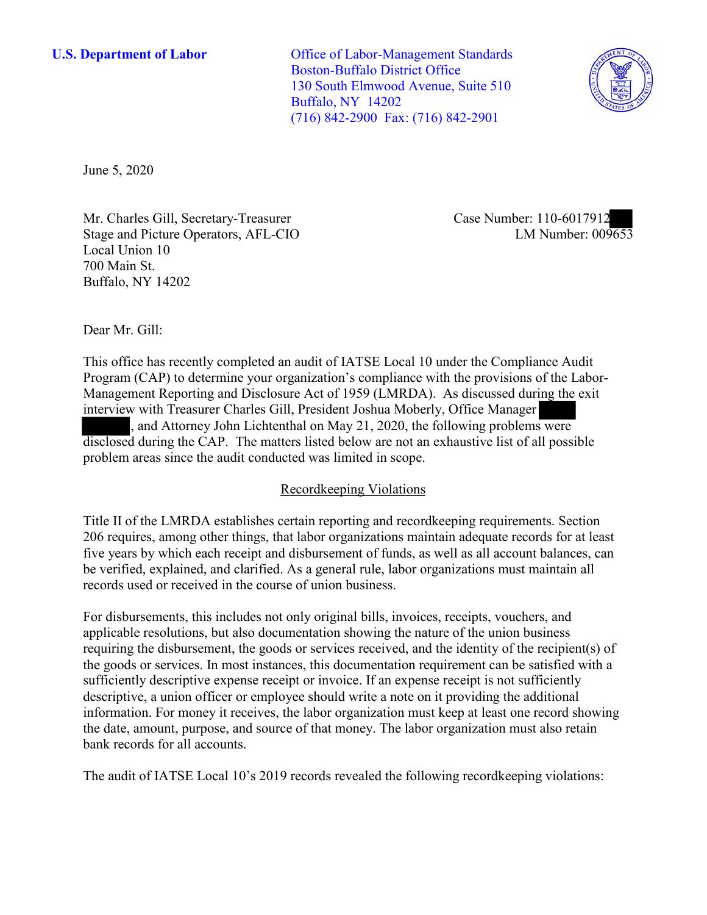**U.S. Department of Labor**

Office of Labor-Management Standards
Boston-Buffalo District Office
130 South Elmwood Avenue, Suite 510
Buffalo, NY 14202
(716) 842-2900 Fax: (716) 842-2901

June 5, 2020

Mr. Charles Gill, Secretary-Treasurer
Stage and Picture Operators, AFL-CIO
Local Union 10
700 Main St.
Buffalo, NY 14202

Case Number: 110-6017912
LM Number: 009653

Dear Mr. Gill:

This office has recently completed an audit of IATSE Local 10 under the Compliance Audit Program (CAP) to determine your organization's compliance with the provisions of the Labor-Management Reporting and Disclosure Act of 1959 (LMRDA). As discussed during the exit interview with Treasurer Charles Gill, President Joshua Moberly, Office Manager , and Attorney John Lichtenthal on May 21, 2020, the following problems were disclosed during the CAP. The matters listed below are not an exhaustive list of all possible problem areas since the audit conducted was limited in scope.

## Recordkeeping Violations

Title II of the LMRDA establishes certain reporting and recordkeeping requirements. Section 206 requires, among other things, that labor organizations maintain adequate records for at least five years by which each receipt and disbursement of funds, as well as all account balances, can be verified, explained, and clarified. As a general rule, labor organizations must maintain all records used or received in the course of union business.

For disbursements, this includes not only original bills, invoices, receipts, vouchers, and applicable resolutions, but also documentation showing the nature of the union business requiring the disbursement, the goods or services received, and the identity of the recipient(s) of the goods or services. In most instances, this documentation requirement can be satisfied with a sufficiently descriptive expense receipt or invoice. If an expense receipt is not sufficiently descriptive, a union officer or employee should write a note on it providing the additional information. For money it receives, the labor organization must keep at least one record showing the date, amount, purpose, and source of that money. The labor organization must also retain bank records for all accounts.

The audit of IATSE Local 10's 2019 records revealed the following recordkeeping violations: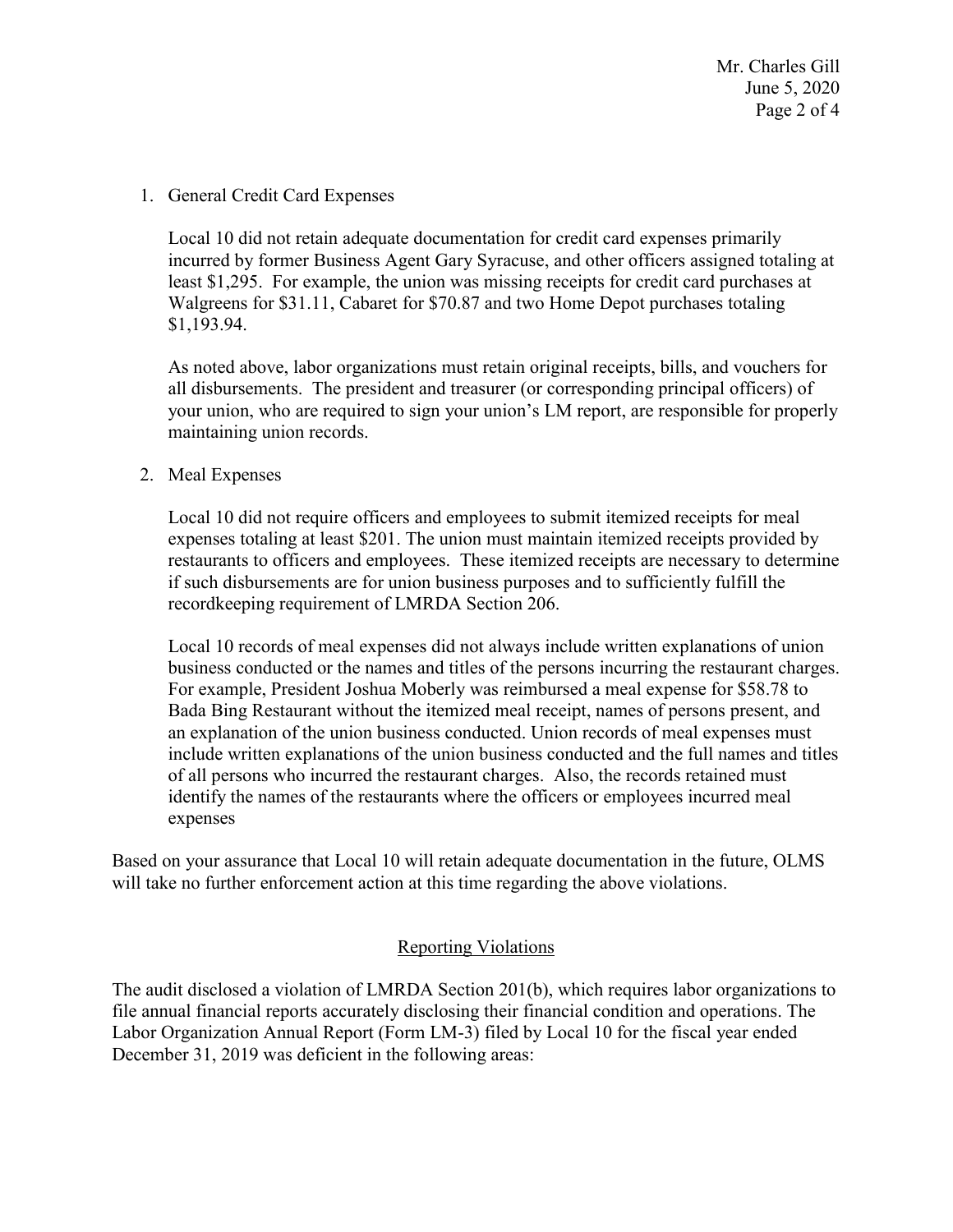1. General Credit Card Expenses

   Local 10 did not retain adequate documentation for credit card expenses primarily incurred by former Business Agent Gary Syracuse, and other officers assigned totaling at least $1,295. For example, the union was missing receipts for credit card purchases at Walgreens for $31.11, Cabaret for $70.87 and two Home Depot purchases totaling $1,193.94.

   As noted above, labor organizations must retain original receipts, bills, and vouchers for all disbursements. The president and treasurer (or corresponding principal officers) of your union, who are required to sign your union's LM report, are responsible for properly maintaining union records.

2. Meal Expenses

   Local 10 did not require officers and employees to submit itemized receipts for meal expenses totaling at least $201. The union must maintain itemized receipts provided by restaurants to officers and employees. These itemized receipts are necessary to determine if such disbursements are for union business purposes and to sufficiently fulfill the recordkeeping requirement of LMRDA Section 206.

   Local 10 records of meal expenses did not always include written explanations of union business conducted or the names and titles of the persons incurring the restaurant charges. For example, President Joshua Moberly was reimbursed a meal expense for $58.78 to Bada Bing Restaurant without the itemized meal receipt, names of persons present, and an explanation of the union business conducted. Union records of meal expenses must include written explanations of the union business conducted and the full names and titles of all persons who incurred the restaurant charges. Also, the records retained must identify the names of the restaurants where the officers or employees incurred meal expenses

Based on your assurance that Local 10 will retain adequate documentation in the future, OLMS will take no further enforcement action at this time regarding the above violations.

## Reporting Violations

The audit disclosed a violation of LMRDA Section 201(b), which requires labor organizations to file annual financial reports accurately disclosing their financial condition and operations. The Labor Organization Annual Report (Form LM-3) filed by Local 10 for the fiscal year ended December 31, 2019 was deficient in the following areas: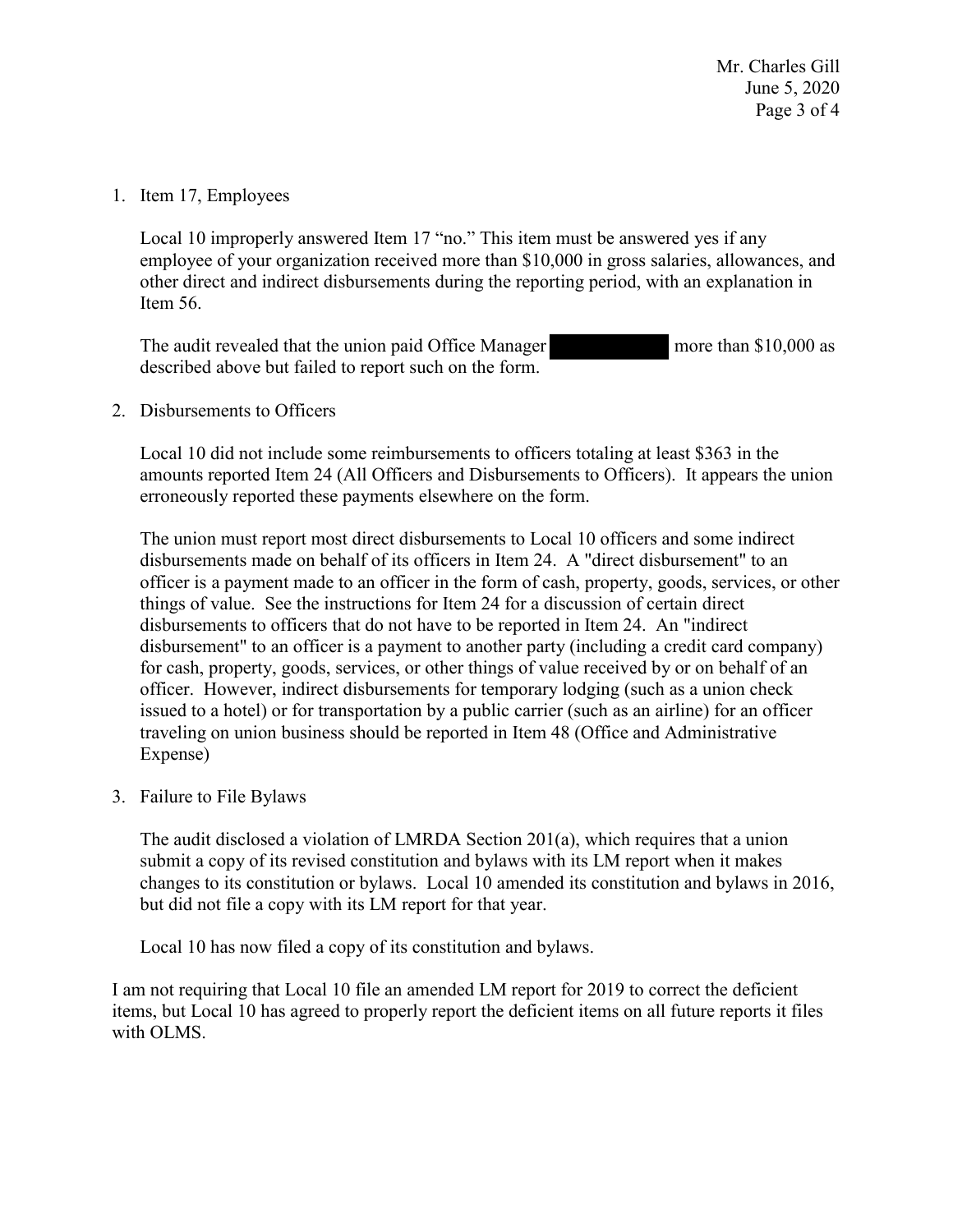1. Item 17, Employees

   Local 10 improperly answered Item 17 "no." This item must be answered yes if any employee of your organization received more than $10,000 in gross salaries, allowances, and other direct and indirect disbursements during the reporting period, with an explanation in Item 56.

   The audit revealed that the union paid Office Manager [REDACTED] more than $10,000 as described above but failed to report such on the form.

2. Disbursements to Officers

   Local 10 did not include some reimbursements to officers totaling at least $363 in the amounts reported Item 24 (All Officers and Disbursements to Officers). It appears the union erroneously reported these payments elsewhere on the form.

   The union must report most direct disbursements to Local 10 officers and some indirect disbursements made on behalf of its officers in Item 24. A "direct disbursement" to an officer is a payment made to an officer in the form of cash, property, goods, services, or other things of value. See the instructions for Item 24 for a discussion of certain direct disbursements to officers that do not have to be reported in Item 24. An "indirect disbursement" to an officer is a payment to another party (including a credit card company) for cash, property, goods, services, or other things of value received by or on behalf of an officer. However, indirect disbursements for temporary lodging (such as a union check issued to a hotel) or for transportation by a public carrier (such as an airline) for an officer traveling on union business should be reported in Item 48 (Office and Administrative Expense)

3. Failure to File Bylaws

   The audit disclosed a violation of LMRDA Section 201(a), which requires that a union submit a copy of its revised constitution and bylaws with its LM report when it makes changes to its constitution or bylaws. Local 10 amended its constitution and bylaws in 2016, but did not file a copy with its LM report for that year.

   Local 10 has now filed a copy of its constitution and bylaws.

I am not requiring that Local 10 file an amended LM report for 2019 to correct the deficient items, but Local 10 has agreed to properly report the deficient items on all future reports it files with OLMS.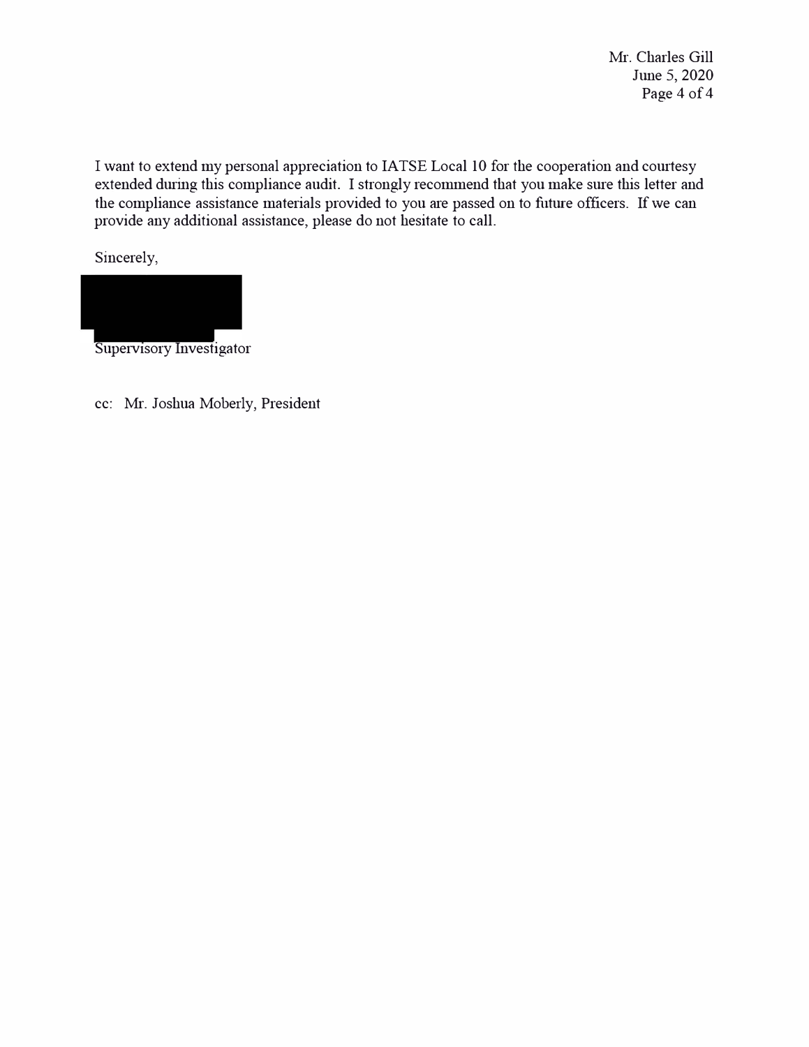I want to extend my personal appreciation to IATSE Local 10 for the cooperation and courtesy extended during this compliance audit. I strongly recommend that you make sure this letter and the compliance assistance materials provided to you are passed on to future officers. If we can provide any additional assistance, please do not hesitate to call.

Sincerely,

Supervisory Investigator

cc: Mr. Joshua Moberly, President